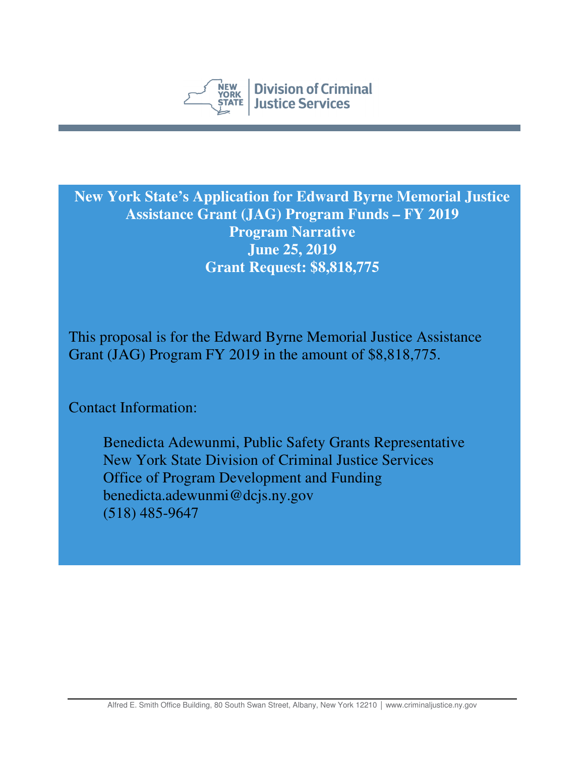New York State Division of Criminal Justice Services

# New York State's Application for Edward Byrne Memorial Justice Assistance Grant (JAG) Program Funds – FY 2019

**Program Narrative**

**June 25, 2019**

**Grant Request: $8,818,775**

This proposal is for the Edward Byrne Memorial Justice Assistance Grant (JAG) Program FY 2019 in the amount of $8,818,775.

Contact Information:

Benedicta Adewunmi, Public Safety Grants Representative
New York State Division of Criminal Justice Services
Office of Program Development and Funding
benedicta.adewunmi@dcjs.ny.gov
(518) 485-9647

Alfred E. Smith Office Building, 80 South Swan Street, Albany, New York 12210 | www.criminaljustice.ny.gov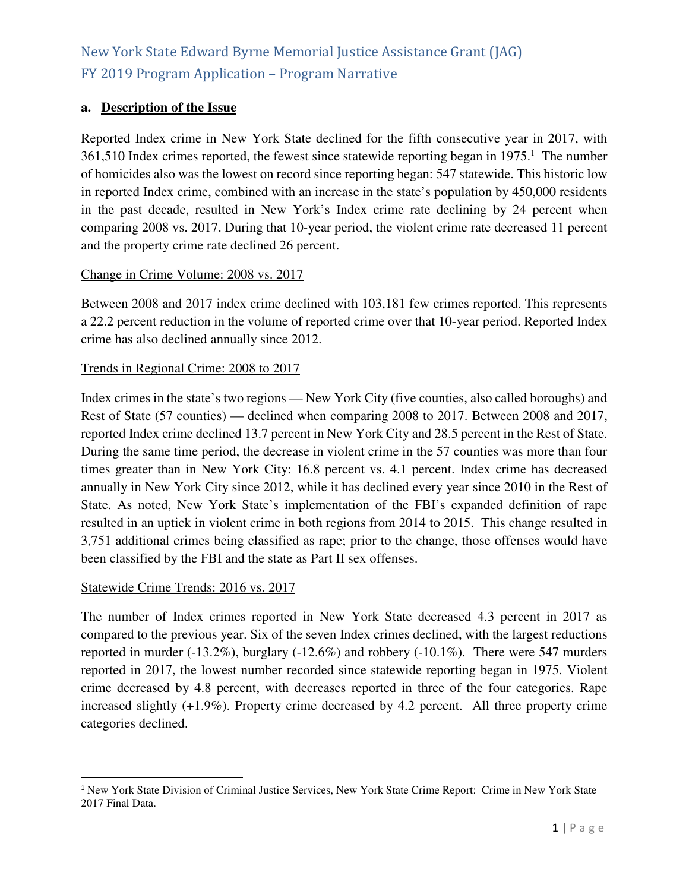New York State Edward Byrne Memorial Justice Assistance Grant (JAG)
FY 2019 Program Application – Program Narrative

## a. Description of the Issue

Reported Index crime in New York State declined for the fifth consecutive year in 2017, with 361,510 Index crimes reported, the fewest since statewide reporting began in 1975.[1] The number of homicides also was the lowest on record since reporting began: 547 statewide. This historic low in reported Index crime, combined with an increase in the state's population by 450,000 residents in the past decade, resulted in New York's Index crime rate declining by 24 percent when comparing 2008 vs. 2017. During that 10-year period, the violent crime rate decreased 11 percent and the property crime rate declined 26 percent.

### Change in Crime Volume: 2008 vs. 2017

Between 2008 and 2017 index crime declined with 103,181 few crimes reported. This represents a 22.2 percent reduction in the volume of reported crime over that 10-year period. Reported Index crime has also declined annually since 2012.

### Trends in Regional Crime: 2008 to 2017

Index crimes in the state's two regions — New York City (five counties, also called boroughs) and Rest of State (57 counties) — declined when comparing 2008 to 2017. Between 2008 and 2017, reported Index crime declined 13.7 percent in New York City and 28.5 percent in the Rest of State. During the same time period, the decrease in violent crime in the 57 counties was more than four times greater than in New York City: 16.8 percent vs. 4.1 percent. Index crime has decreased annually in New York City since 2012, while it has declined every year since 2010 in the Rest of State. As noted, New York State's implementation of the FBI's expanded definition of rape resulted in an uptick in violent crime in both regions from 2014 to 2015. This change resulted in 3,751 additional crimes being classified as rape; prior to the change, those offenses would have been classified by the FBI and the state as Part II sex offenses.

### Statewide Crime Trends: 2016 vs. 2017

The number of Index crimes reported in New York State decreased 4.3 percent in 2017 as compared to the previous year. Six of the seven Index crimes declined, with the largest reductions reported in murder (-13.2%), burglary (-12.6%) and robbery (-10.1%). There were 547 murders reported in 2017, the lowest number recorded since statewide reporting began in 1975. Violent crime decreased by 4.8 percent, with decreases reported in three of the four categories. Rape increased slightly (+1.9%). Property crime decreased by 4.2 percent. All three property crime categories declined.

---

[1] New York State Division of Criminal Justice Services, New York State Crime Report: Crime in New York State 2017 Final Data.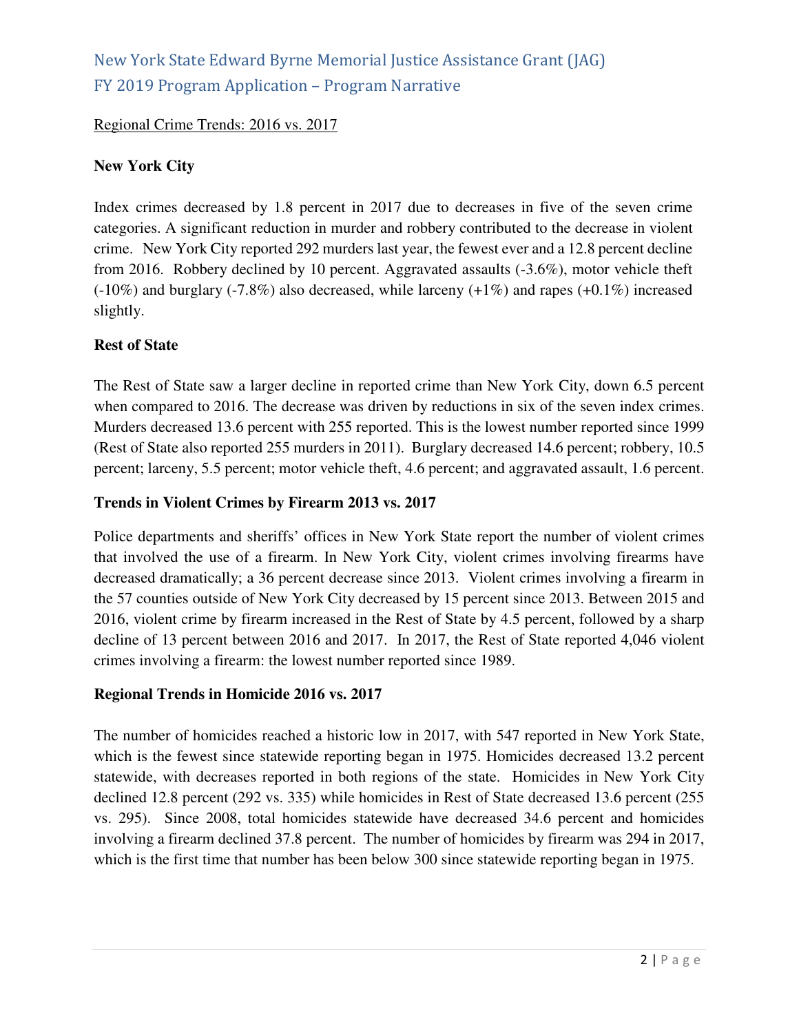Regional Crime Trends: 2016 vs. 2017

**New York City**

Index crimes decreased by 1.8 percent in 2017 due to decreases in five of the seven crime categories. A significant reduction in murder and robbery contributed to the decrease in violent crime. New York City reported 292 murders last year, the fewest ever and a 12.8 percent decline from 2016. Robbery declined by 10 percent. Aggravated assaults (-3.6%), motor vehicle theft (-10%) and burglary (-7.8%) also decreased, while larceny (+1%) and rapes (+0.1%) increased slightly.

**Rest of State**

The Rest of State saw a larger decline in reported crime than New York City, down 6.5 percent when compared to 2016. The decrease was driven by reductions in six of the seven index crimes. Murders decreased 13.6 percent with 255 reported. This is the lowest number reported since 1999 (Rest of State also reported 255 murders in 2011). Burglary decreased 14.6 percent; robbery, 10.5 percent; larceny, 5.5 percent; motor vehicle theft, 4.6 percent; and aggravated assault, 1.6 percent.

**Trends in Violent Crimes by Firearm 2013 vs. 2017**

Police departments and sheriffs' offices in New York State report the number of violent crimes that involved the use of a firearm. In New York City, violent crimes involving firearms have decreased dramatically; a 36 percent decrease since 2013. Violent crimes involving a firearm in the 57 counties outside of New York City decreased by 15 percent since 2013. Between 2015 and 2016, violent crime by firearm increased in the Rest of State by 4.5 percent, followed by a sharp decline of 13 percent between 2016 and 2017. In 2017, the Rest of State reported 4,046 violent crimes involving a firearm: the lowest number reported since 1989.

**Regional Trends in Homicide 2016 vs. 2017**

The number of homicides reached a historic low in 2017, with 547 reported in New York State, which is the fewest since statewide reporting began in 1975. Homicides decreased 13.2 percent statewide, with decreases reported in both regions of the state. Homicides in New York City declined 12.8 percent (292 vs. 335) while homicides in Rest of State decreased 13.6 percent (255 vs. 295). Since 2008, total homicides statewide have decreased 34.6 percent and homicides involving a firearm declined 37.8 percent. The number of homicides by firearm was 294 in 2017, which is the first time that number has been below 300 since statewide reporting began in 1975.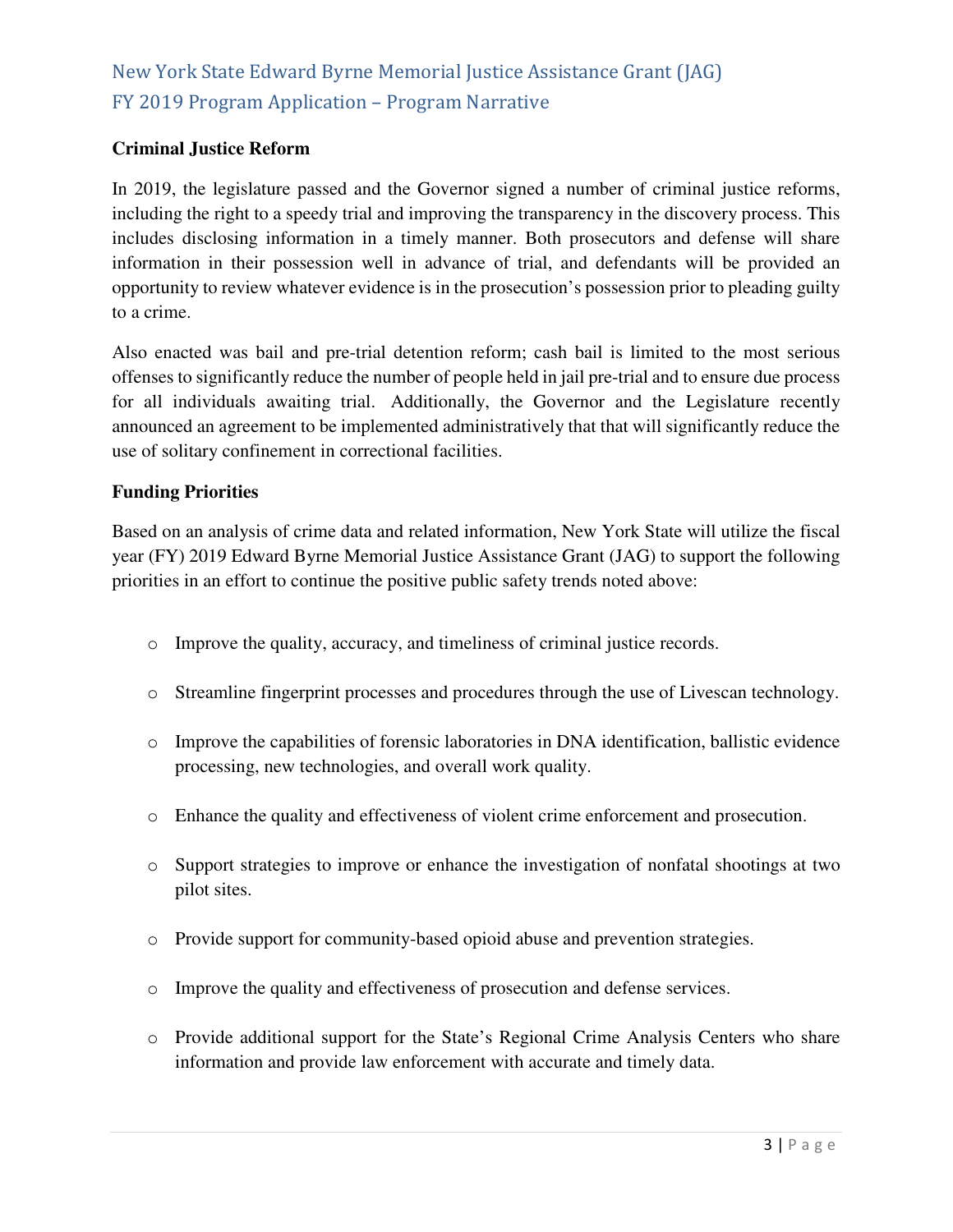**Criminal Justice Reform**

In 2019, the legislature passed and the Governor signed a number of criminal justice reforms, including the right to a speedy trial and improving the transparency in the discovery process. This includes disclosing information in a timely manner. Both prosecutors and defense will share information in their possession well in advance of trial, and defendants will be provided an opportunity to review whatever evidence is in the prosecution's possession prior to pleading guilty to a crime.

Also enacted was bail and pre-trial detention reform; cash bail is limited to the most serious offenses to significantly reduce the number of people held in jail pre-trial and to ensure due process for all individuals awaiting trial. Additionally, the Governor and the Legislature recently announced an agreement to be implemented administratively that that will significantly reduce the use of solitary confinement in correctional facilities.

**Funding Priorities**

Based on an analysis of crime data and related information, New York State will utilize the fiscal year (FY) 2019 Edward Byrne Memorial Justice Assistance Grant (JAG) to support the following priorities in an effort to continue the positive public safety trends noted above:

- Improve the quality, accuracy, and timeliness of criminal justice records.
- Streamline fingerprint processes and procedures through the use of Livescan technology.
- Improve the capabilities of forensic laboratories in DNA identification, ballistic evidence processing, new technologies, and overall work quality.
- Enhance the quality and effectiveness of violent crime enforcement and prosecution.
- Support strategies to improve or enhance the investigation of nonfatal shootings at two pilot sites.
- Provide support for community-based opioid abuse and prevention strategies.
- Improve the quality and effectiveness of prosecution and defense services.
- Provide additional support for the State's Regional Crime Analysis Centers who share information and provide law enforcement with accurate and timely data.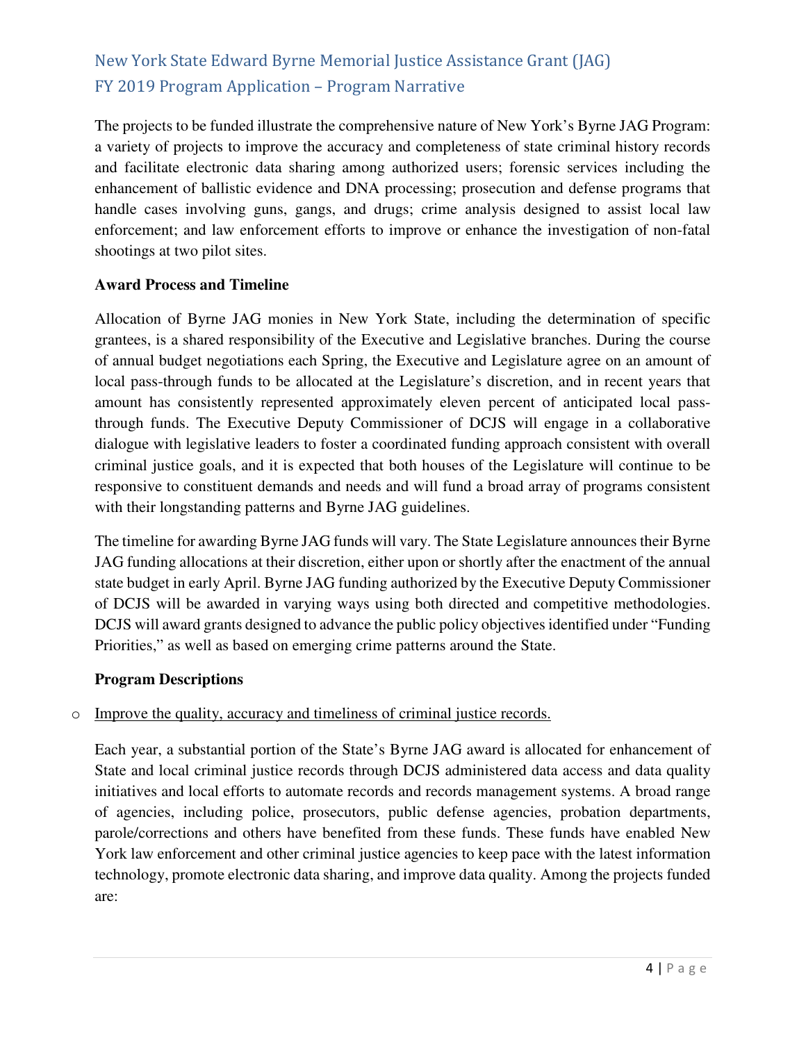The projects to be funded illustrate the comprehensive nature of New York's Byrne JAG Program: a variety of projects to improve the accuracy and completeness of state criminal history records and facilitate electronic data sharing among authorized users; forensic services including the enhancement of ballistic evidence and DNA processing; prosecution and defense programs that handle cases involving guns, gangs, and drugs; crime analysis designed to assist local law enforcement; and law enforcement efforts to improve or enhance the investigation of non-fatal shootings at two pilot sites.

**Award Process and Timeline**

Allocation of Byrne JAG monies in New York State, including the determination of specific grantees, is a shared responsibility of the Executive and Legislative branches. During the course of annual budget negotiations each Spring, the Executive and Legislature agree on an amount of local pass-through funds to be allocated at the Legislature's discretion, and in recent years that amount has consistently represented approximately eleven percent of anticipated local pass-through funds. The Executive Deputy Commissioner of DCJS will engage in a collaborative dialogue with legislative leaders to foster a coordinated funding approach consistent with overall criminal justice goals, and it is expected that both houses of the Legislature will continue to be responsive to constituent demands and needs and will fund a broad array of programs consistent with their longstanding patterns and Byrne JAG guidelines.

The timeline for awarding Byrne JAG funds will vary. The State Legislature announces their Byrne JAG funding allocations at their discretion, either upon or shortly after the enactment of the annual state budget in early April. Byrne JAG funding authorized by the Executive Deputy Commissioner of DCJS will be awarded in varying ways using both directed and competitive methodologies. DCJS will award grants designed to advance the public policy objectives identified under "Funding Priorities," as well as based on emerging crime patterns around the State.

**Program Descriptions**

- <u>Improve the quality, accuracy and timeliness of criminal justice records.</u>

  Each year, a substantial portion of the State's Byrne JAG award is allocated for enhancement of State and local criminal justice records through DCJS administered data access and data quality initiatives and local efforts to automate records and records management systems. A broad range of agencies, including police, prosecutors, public defense agencies, probation departments, parole/corrections and others have benefited from these funds. These funds have enabled New York law enforcement and other criminal justice agencies to keep pace with the latest information technology, promote electronic data sharing, and improve data quality. Among the projects funded are: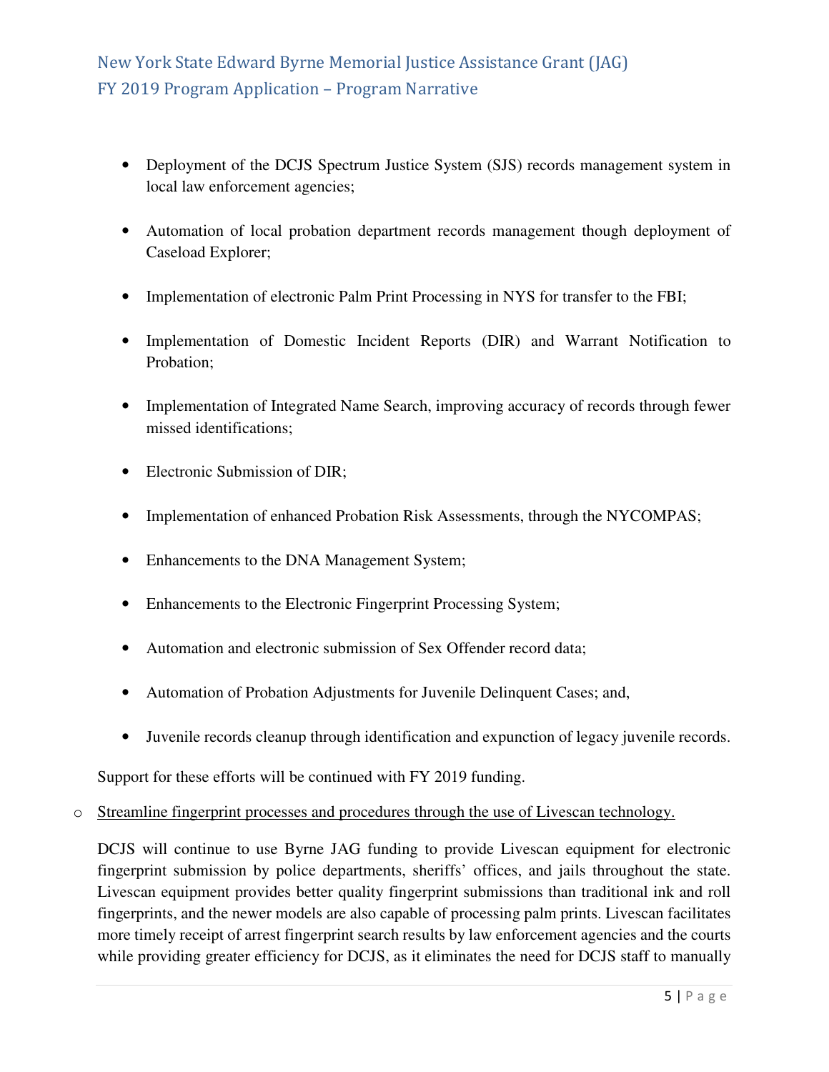- Deployment of the DCJS Spectrum Justice System (SJS) records management system in local law enforcement agencies;
- Automation of local probation department records management though deployment of Caseload Explorer;
- Implementation of electronic Palm Print Processing in NYS for transfer to the FBI;
- Implementation of Domestic Incident Reports (DIR) and Warrant Notification to Probation;
- Implementation of Integrated Name Search, improving accuracy of records through fewer missed identifications;
- Electronic Submission of DIR;
- Implementation of enhanced Probation Risk Assessments, through the NYCOMPAS;
- Enhancements to the DNA Management System;
- Enhancements to the Electronic Fingerprint Processing System;
- Automation and electronic submission of Sex Offender record data;
- Automation of Probation Adjustments for Juvenile Delinquent Cases; and,
- Juvenile records cleanup through identification and expunction of legacy juvenile records.

Support for these efforts will be continued with FY 2019 funding.

- <u>Streamline fingerprint processes and procedures through the use of Livescan technology.</u>

DCJS will continue to use Byrne JAG funding to provide Livescan equipment for electronic fingerprint submission by police departments, sheriffs' offices, and jails throughout the state. Livescan equipment provides better quality fingerprint submissions than traditional ink and roll fingerprints, and the newer models are also capable of processing palm prints. Livescan facilitates more timely receipt of arrest fingerprint search results by law enforcement agencies and the courts while providing greater efficiency for DCJS, as it eliminates the need for DCJS staff to manually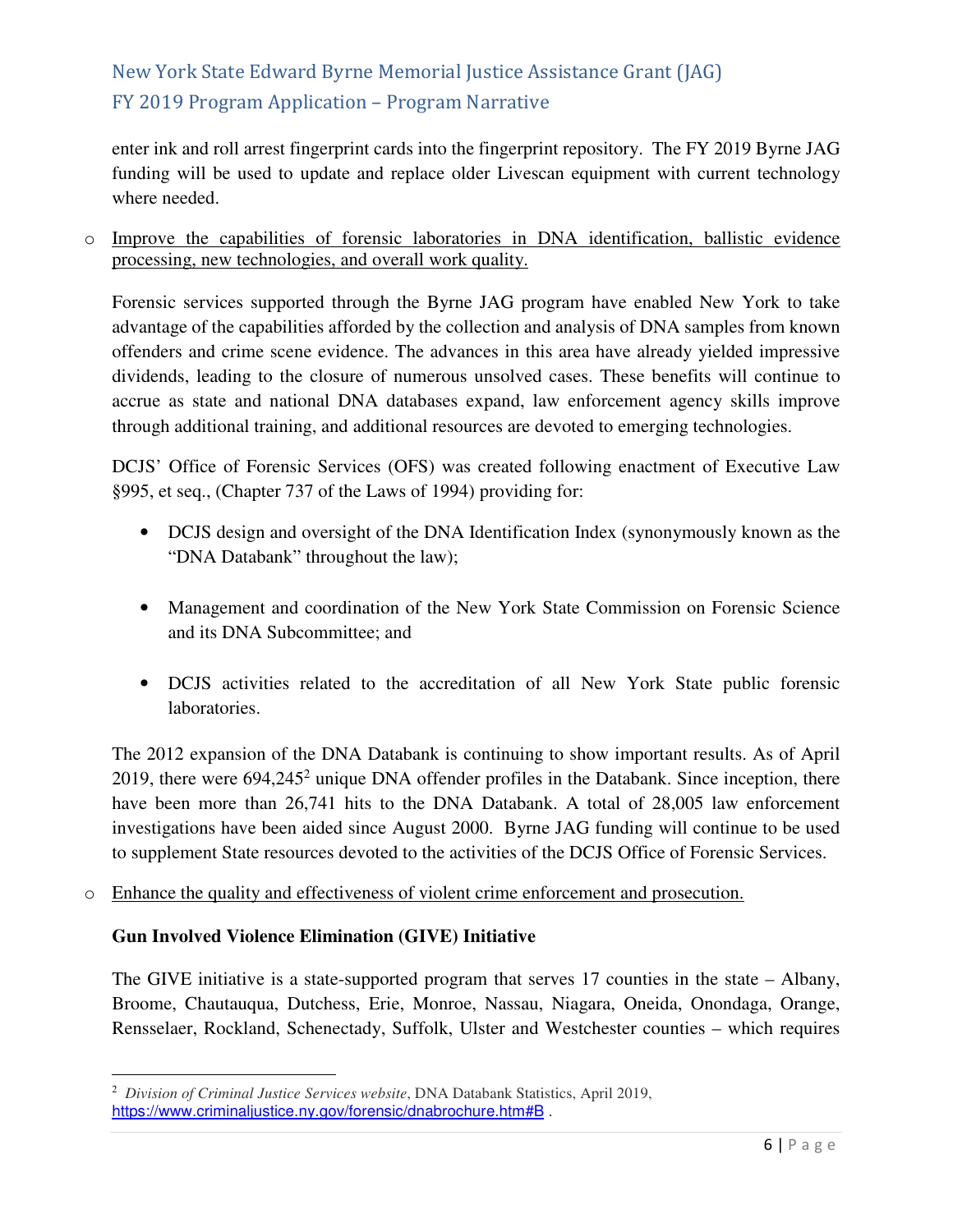enter ink and roll arrest fingerprint cards into the fingerprint repository. The FY 2019 Byrne JAG funding will be used to update and replace older Livescan equipment with current technology where needed.

- Improve the capabilities of forensic laboratories in DNA identification, ballistic evidence processing, new technologies, and overall work quality.

  Forensic services supported through the Byrne JAG program have enabled New York to take advantage of the capabilities afforded by the collection and analysis of DNA samples from known offenders and crime scene evidence. The advances in this area have already yielded impressive dividends, leading to the closure of numerous unsolved cases. These benefits will continue to accrue as state and national DNA databases expand, law enforcement agency skills improve through additional training, and additional resources are devoted to emerging technologies.

  DCJS' Office of Forensic Services (OFS) was created following enactment of Executive Law §995, et seq., (Chapter 737 of the Laws of 1994) providing for:

  - DCJS design and oversight of the DNA Identification Index (synonymously known as the "DNA Databank" throughout the law);
  - Management and coordination of the New York State Commission on Forensic Science and its DNA Subcommittee; and
  - DCJS activities related to the accreditation of all New York State public forensic laboratories.

  The 2012 expansion of the DNA Databank is continuing to show important results. As of April 2019, there were 694,245[2] unique DNA offender profiles in the Databank. Since inception, there have been more than 26,741 hits to the DNA Databank. A total of 28,005 law enforcement investigations have been aided since August 2000. Byrne JAG funding will continue to be used to supplement State resources devoted to the activities of the DCJS Office of Forensic Services.

- Enhance the quality and effectiveness of violent crime enforcement and prosecution.

  **Gun Involved Violence Elimination (GIVE) Initiative**

  The GIVE initiative is a state-supported program that serves 17 counties in the state – Albany, Broome, Chautauqua, Dutchess, Erie, Monroe, Nassau, Niagara, Oneida, Onondaga, Orange, Rensselaer, Rockland, Schenectady, Suffolk, Ulster and Westchester counties – which requires

---

[2] *Division of Criminal Justice Services website*, DNA Databank Statistics, April 2019, https://www.criminaljustice.ny.gov/forensic/dnabrochure.htm#B .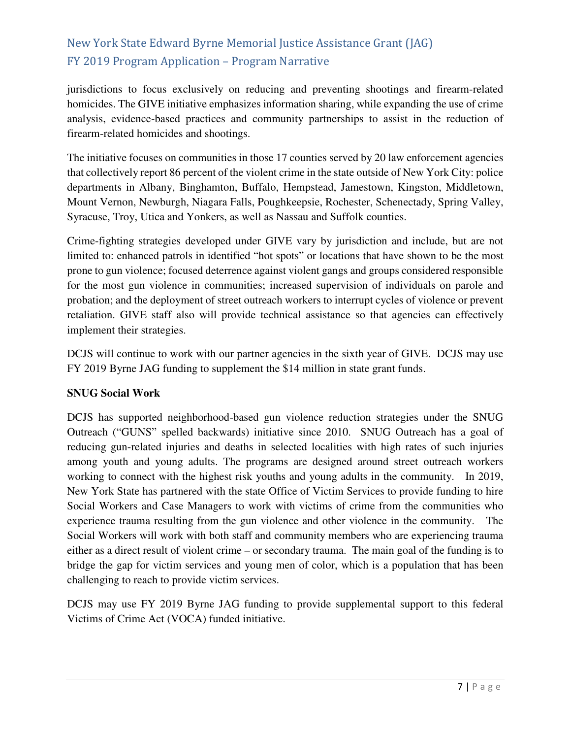jurisdictions to focus exclusively on reducing and preventing shootings and firearm-related homicides. The GIVE initiative emphasizes information sharing, while expanding the use of crime analysis, evidence-based practices and community partnerships to assist in the reduction of firearm-related homicides and shootings.

The initiative focuses on communities in those 17 counties served by 20 law enforcement agencies that collectively report 86 percent of the violent crime in the state outside of New York City: police departments in Albany, Binghamton, Buffalo, Hempstead, Jamestown, Kingston, Middletown, Mount Vernon, Newburgh, Niagara Falls, Poughkeepsie, Rochester, Schenectady, Spring Valley, Syracuse, Troy, Utica and Yonkers, as well as Nassau and Suffolk counties.

Crime-fighting strategies developed under GIVE vary by jurisdiction and include, but are not limited to: enhanced patrols in identified "hot spots" or locations that have shown to be the most prone to gun violence; focused deterrence against violent gangs and groups considered responsible for the most gun violence in communities; increased supervision of individuals on parole and probation; and the deployment of street outreach workers to interrupt cycles of violence or prevent retaliation. GIVE staff also will provide technical assistance so that agencies can effectively implement their strategies.

DCJS will continue to work with our partner agencies in the sixth year of GIVE. DCJS may use FY 2019 Byrne JAG funding to supplement the $14 million in state grant funds.

**SNUG Social Work**

DCJS has supported neighborhood-based gun violence reduction strategies under the SNUG Outreach ("GUNS" spelled backwards) initiative since 2010. SNUG Outreach has a goal of reducing gun-related injuries and deaths in selected localities with high rates of such injuries among youth and young adults. The programs are designed around street outreach workers working to connect with the highest risk youths and young adults in the community. In 2019, New York State has partnered with the state Office of Victim Services to provide funding to hire Social Workers and Case Managers to work with victims of crime from the communities who experience trauma resulting from the gun violence and other violence in the community. The Social Workers will work with both staff and community members who are experiencing trauma either as a direct result of violent crime – or secondary trauma. The main goal of the funding is to bridge the gap for victim services and young men of color, which is a population that has been challenging to reach to provide victim services.

DCJS may use FY 2019 Byrne JAG funding to provide supplemental support to this federal Victims of Crime Act (VOCA) funded initiative.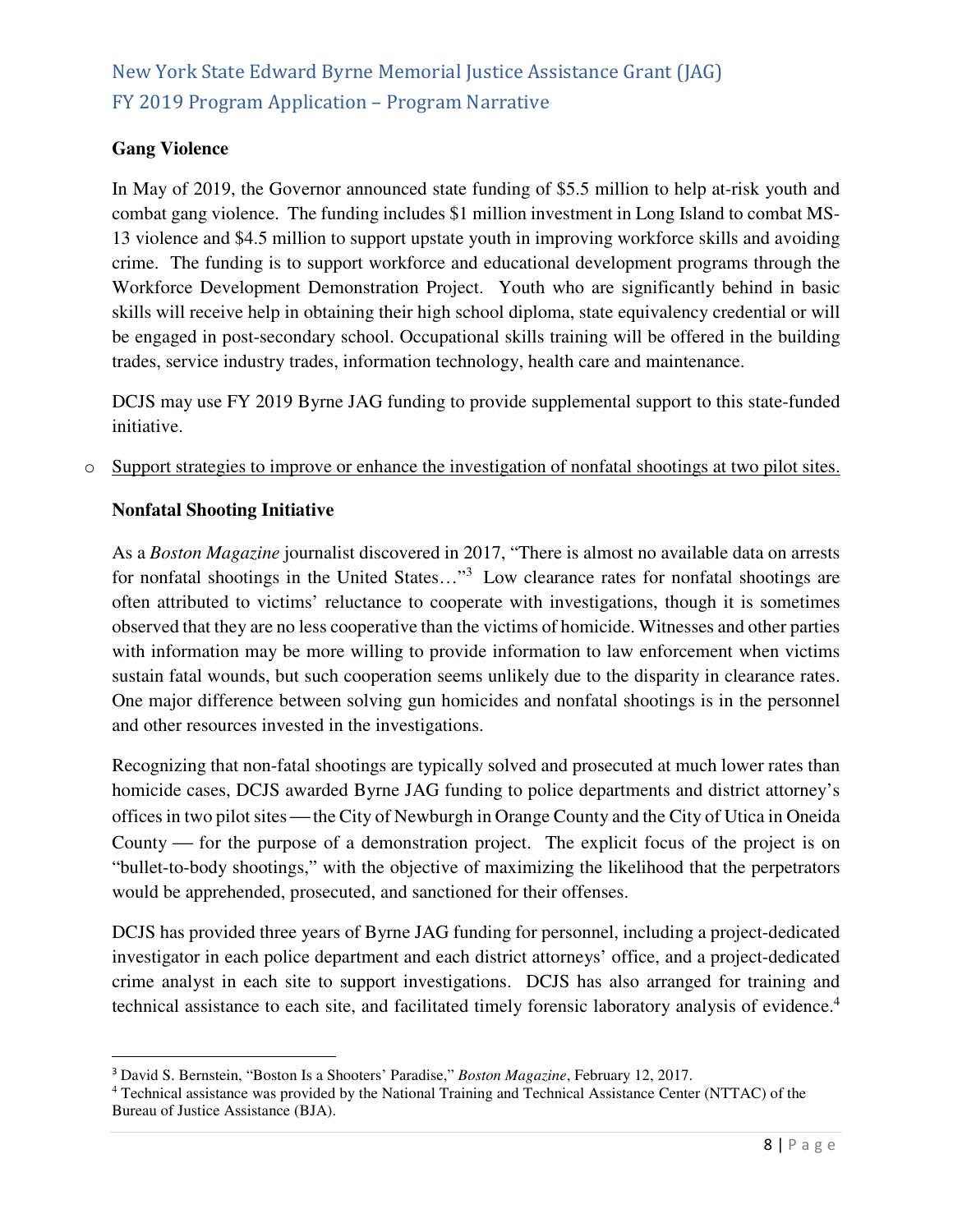**Gang Violence**

In May of 2019, the Governor announced state funding of $5.5 million to help at-risk youth and combat gang violence. The funding includes $1 million investment in Long Island to combat MS-13 violence and $4.5 million to support upstate youth in improving workforce skills and avoiding crime. The funding is to support workforce and educational development programs through the Workforce Development Demonstration Project. Youth who are significantly behind in basic skills will receive help in obtaining their high school diploma, state equivalency credential or will be engaged in post-secondary school. Occupational skills training will be offered in the building trades, service industry trades, information technology, health care and maintenance.

DCJS may use FY 2019 Byrne JAG funding to provide supplemental support to this state-funded initiative.

- Support strategies to improve or enhance the investigation of nonfatal shootings at two pilot sites.

**Nonfatal Shooting Initiative**

As a *Boston Magazine* journalist discovered in 2017, "There is almost no available data on arrests for nonfatal shootings in the United States…"[3] Low clearance rates for nonfatal shootings are often attributed to victims' reluctance to cooperate with investigations, though it is sometimes observed that they are no less cooperative than the victims of homicide. Witnesses and other parties with information may be more willing to provide information to law enforcement when victims sustain fatal wounds, but such cooperation seems unlikely due to the disparity in clearance rates. One major difference between solving gun homicides and nonfatal shootings is in the personnel and other resources invested in the investigations.

Recognizing that non-fatal shootings are typically solved and prosecuted at much lower rates than homicide cases, DCJS awarded Byrne JAG funding to police departments and district attorney's offices in two pilot sites — the City of Newburgh in Orange County and the City of Utica in Oneida County — for the purpose of a demonstration project. The explicit focus of the project is on "bullet-to-body shootings," with the objective of maximizing the likelihood that the perpetrators would be apprehended, prosecuted, and sanctioned for their offenses.

DCJS has provided three years of Byrne JAG funding for personnel, including a project-dedicated investigator in each police department and each district attorneys' office, and a project-dedicated crime analyst in each site to support investigations. DCJS has also arranged for training and technical assistance to each site, and facilitated timely forensic laboratory analysis of evidence.[4]

---

[3] David S. Bernstein, "Boston Is a Shooters' Paradise," *Boston Magazine*, February 12, 2017.

[4] Technical assistance was provided by the National Training and Technical Assistance Center (NTTAC) of the Bureau of Justice Assistance (BJA).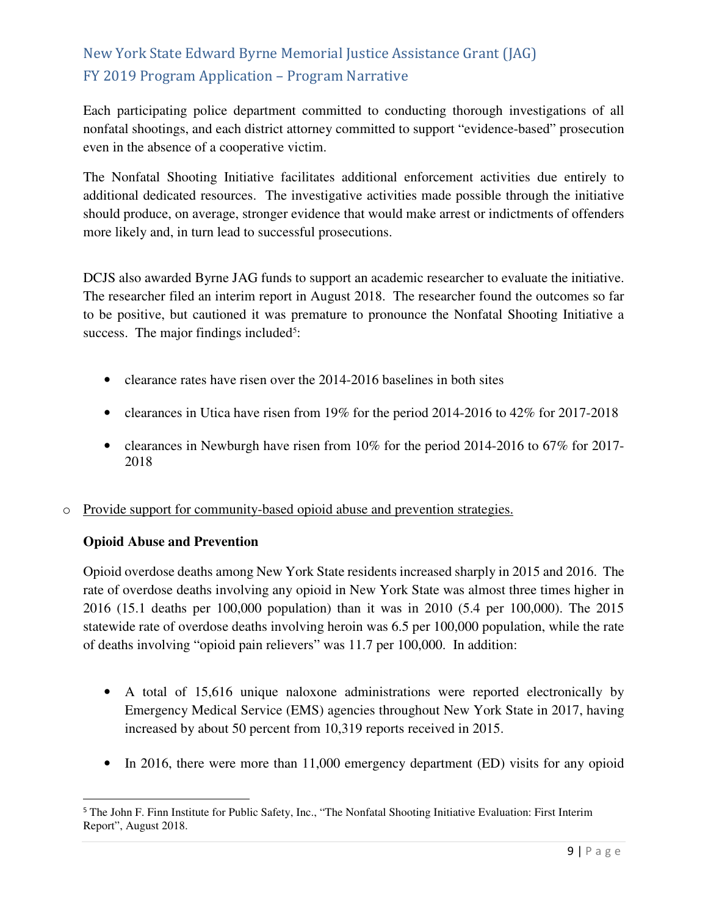Each participating police department committed to conducting thorough investigations of all nonfatal shootings, and each district attorney committed to support "evidence-based" prosecution even in the absence of a cooperative victim.

The Nonfatal Shooting Initiative facilitates additional enforcement activities due entirely to additional dedicated resources. The investigative activities made possible through the initiative should produce, on average, stronger evidence that would make arrest or indictments of offenders more likely and, in turn lead to successful prosecutions.

DCJS also awarded Byrne JAG funds to support an academic researcher to evaluate the initiative. The researcher filed an interim report in August 2018. The researcher found the outcomes so far to be positive, but cautioned it was premature to pronounce the Nonfatal Shooting Initiative a success. The major findings included[5]:

- clearance rates have risen over the 2014-2016 baselines in both sites
- clearances in Utica have risen from 19% for the period 2014-2016 to 42% for 2017-2018
- clearances in Newburgh have risen from 10% for the period 2014-2016 to 67% for 2017-2018

- <u>Provide support for community-based opioid abuse and prevention strategies.</u>

**Opioid Abuse and Prevention**

Opioid overdose deaths among New York State residents increased sharply in 2015 and 2016. The rate of overdose deaths involving any opioid in New York State was almost three times higher in 2016 (15.1 deaths per 100,000 population) than it was in 2010 (5.4 per 100,000). The 2015 statewide rate of overdose deaths involving heroin was 6.5 per 100,000 population, while the rate of deaths involving "opioid pain relievers" was 11.7 per 100,000. In addition:

- A total of 15,616 unique naloxone administrations were reported electronically by Emergency Medical Service (EMS) agencies throughout New York State in 2017, having increased by about 50 percent from 10,319 reports received in 2015.
- In 2016, there were more than 11,000 emergency department (ED) visits for any opioid

[5] The John F. Finn Institute for Public Safety, Inc., "The Nonfatal Shooting Initiative Evaluation: First Interim Report", August 2018.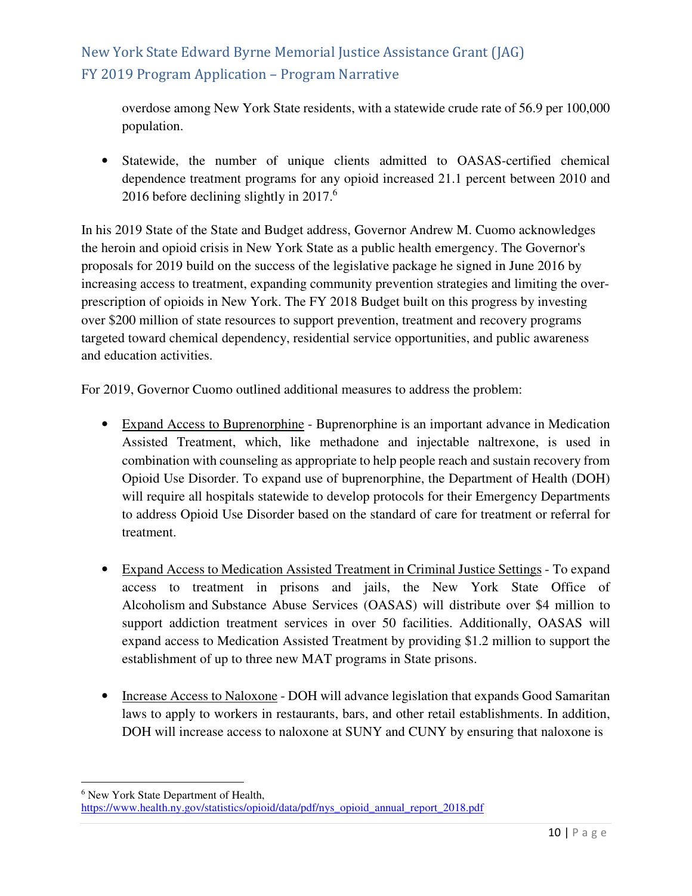overdose among New York State residents, with a statewide crude rate of 56.9 per 100,000 population.

- Statewide, the number of unique clients admitted to OASAS-certified chemical dependence treatment programs for any opioid increased 21.1 percent between 2010 and 2016 before declining slightly in 2017.[6]

In his 2019 State of the State and Budget address, Governor Andrew M. Cuomo acknowledges the heroin and opioid crisis in New York State as a public health emergency. The Governor's proposals for 2019 build on the success of the legislative package he signed in June 2016 by increasing access to treatment, expanding community prevention strategies and limiting the over-prescription of opioids in New York. The FY 2018 Budget built on this progress by investing over $200 million of state resources to support prevention, treatment and recovery programs targeted toward chemical dependency, residential service opportunities, and public awareness and education activities.

For 2019, Governor Cuomo outlined additional measures to address the problem:

- Expand Access to Buprenorphine - Buprenorphine is an important advance in Medication Assisted Treatment, which, like methadone and injectable naltrexone, is used in combination with counseling as appropriate to help people reach and sustain recovery from Opioid Use Disorder. To expand use of buprenorphine, the Department of Health (DOH) will require all hospitals statewide to develop protocols for their Emergency Departments to address Opioid Use Disorder based on the standard of care for treatment or referral for treatment.

- Expand Access to Medication Assisted Treatment in Criminal Justice Settings - To expand access to treatment in prisons and jails, the New York State Office of Alcoholism and Substance Abuse Services (OASAS) will distribute over $4 million to support addiction treatment services in over 50 facilities. Additionally, OASAS will expand access to Medication Assisted Treatment by providing $1.2 million to support the establishment of up to three new MAT programs in State prisons.

- Increase Access to Naloxone - DOH will advance legislation that expands Good Samaritan laws to apply to workers in restaurants, bars, and other retail establishments. In addition, DOH will increase access to naloxone at SUNY and CUNY by ensuring that naloxone is

[6] New York State Department of Health, https://www.health.ny.gov/statistics/opioid/data/pdf/nys_opioid_annual_report_2018.pdf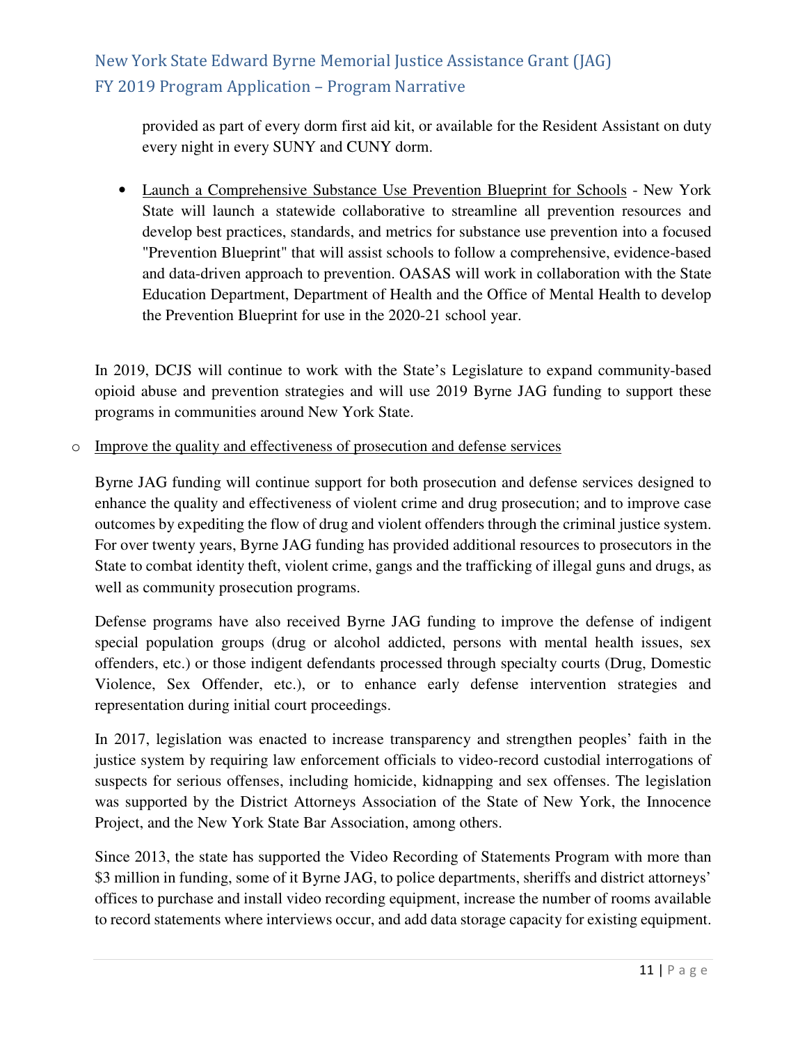provided as part of every dorm first aid kit, or available for the Resident Assistant on duty every night in every SUNY and CUNY dorm.

- Launch a Comprehensive Substance Use Prevention Blueprint for Schools - New York State will launch a statewide collaborative to streamline all prevention resources and develop best practices, standards, and metrics for substance use prevention into a focused "Prevention Blueprint" that will assist schools to follow a comprehensive, evidence-based and data-driven approach to prevention. OASAS will work in collaboration with the State Education Department, Department of Health and the Office of Mental Health to develop the Prevention Blueprint for use in the 2020-21 school year.

In 2019, DCJS will continue to work with the State's Legislature to expand community-based opioid abuse and prevention strategies and will use 2019 Byrne JAG funding to support these programs in communities around New York State.

- Improve the quality and effectiveness of prosecution and defense services

Byrne JAG funding will continue support for both prosecution and defense services designed to enhance the quality and effectiveness of violent crime and drug prosecution; and to improve case outcomes by expediting the flow of drug and violent offenders through the criminal justice system. For over twenty years, Byrne JAG funding has provided additional resources to prosecutors in the State to combat identity theft, violent crime, gangs and the trafficking of illegal guns and drugs, as well as community prosecution programs.

Defense programs have also received Byrne JAG funding to improve the defense of indigent special population groups (drug or alcohol addicted, persons with mental health issues, sex offenders, etc.) or those indigent defendants processed through specialty courts (Drug, Domestic Violence, Sex Offender, etc.), or to enhance early defense intervention strategies and representation during initial court proceedings.

In 2017, legislation was enacted to increase transparency and strengthen peoples' faith in the justice system by requiring law enforcement officials to video-record custodial interrogations of suspects for serious offenses, including homicide, kidnapping and sex offenses. The legislation was supported by the District Attorneys Association of the State of New York, the Innocence Project, and the New York State Bar Association, among others.

Since 2013, the state has supported the Video Recording of Statements Program with more than $3 million in funding, some of it Byrne JAG, to police departments, sheriffs and district attorneys' offices to purchase and install video recording equipment, increase the number of rooms available to record statements where interviews occur, and add data storage capacity for existing equipment.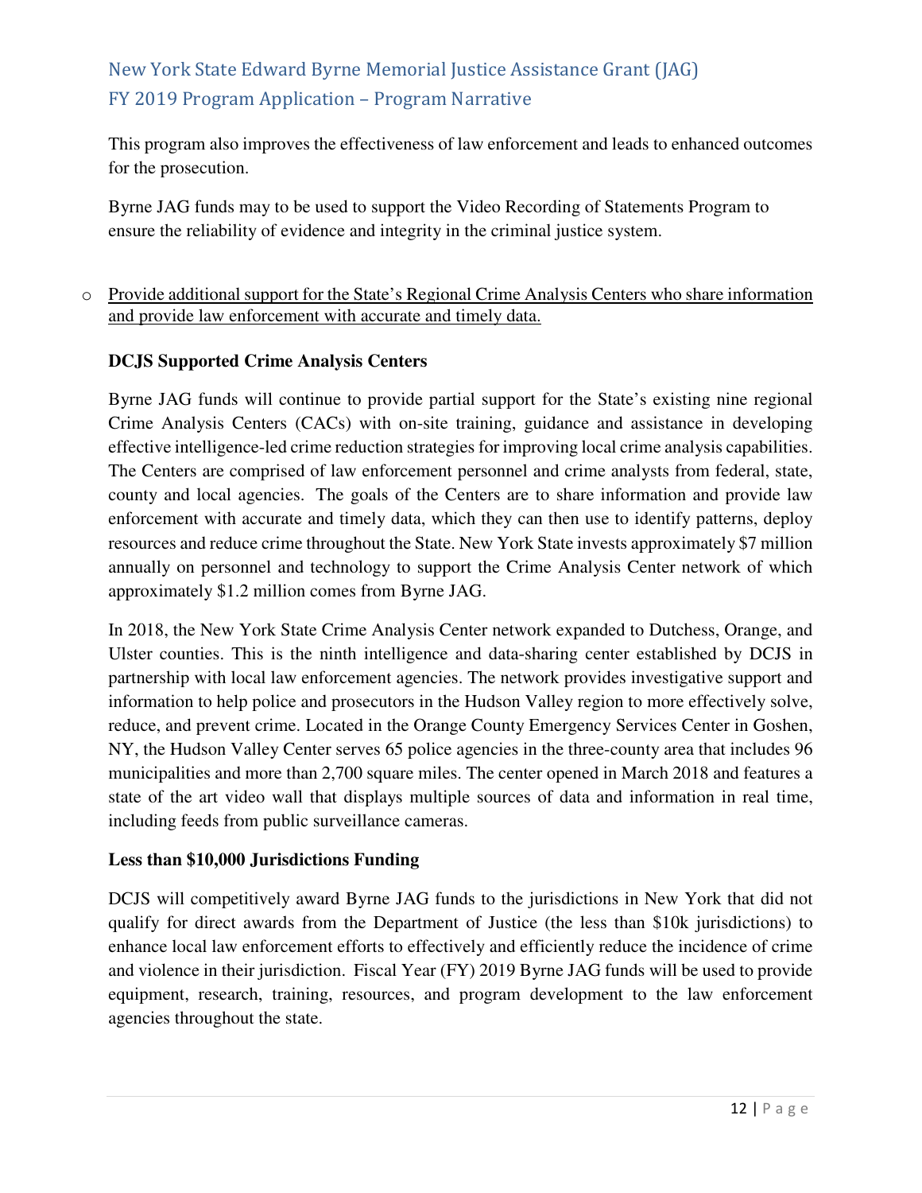This program also improves the effectiveness of law enforcement and leads to enhanced outcomes for the prosecution.

Byrne JAG funds may to be used to support the Video Recording of Statements Program to ensure the reliability of evidence and integrity in the criminal justice system.

- <u>Provide additional support for the State's Regional Crime Analysis Centers who share information and provide law enforcement with accurate and timely data.</u>

**DCJS Supported Crime Analysis Centers**

Byrne JAG funds will continue to provide partial support for the State's existing nine regional Crime Analysis Centers (CACs) with on-site training, guidance and assistance in developing effective intelligence-led crime reduction strategies for improving local crime analysis capabilities. The Centers are comprised of law enforcement personnel and crime analysts from federal, state, county and local agencies. The goals of the Centers are to share information and provide law enforcement with accurate and timely data, which they can then use to identify patterns, deploy resources and reduce crime throughout the State. New York State invests approximately $7 million annually on personnel and technology to support the Crime Analysis Center network of which approximately $1.2 million comes from Byrne JAG.

In 2018, the New York State Crime Analysis Center network expanded to Dutchess, Orange, and Ulster counties. This is the ninth intelligence and data-sharing center established by DCJS in partnership with local law enforcement agencies. The network provides investigative support and information to help police and prosecutors in the Hudson Valley region to more effectively solve, reduce, and prevent crime. Located in the Orange County Emergency Services Center in Goshen, NY, the Hudson Valley Center serves 65 police agencies in the three-county area that includes 96 municipalities and more than 2,700 square miles. The center opened in March 2018 and features a state of the art video wall that displays multiple sources of data and information in real time, including feeds from public surveillance cameras.

**Less than $10,000 Jurisdictions Funding**

DCJS will competitively award Byrne JAG funds to the jurisdictions in New York that did not qualify for direct awards from the Department of Justice (the less than $10k jurisdictions) to enhance local law enforcement efforts to effectively and efficiently reduce the incidence of crime and violence in their jurisdiction. Fiscal Year (FY) 2019 Byrne JAG funds will be used to provide equipment, research, training, resources, and program development to the law enforcement agencies throughout the state.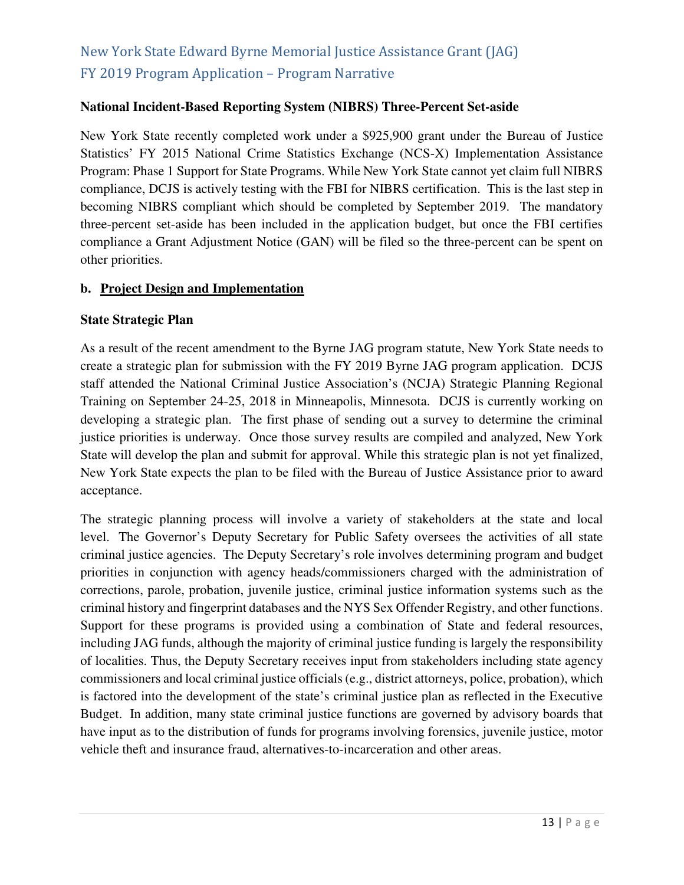**National Incident-Based Reporting System (NIBRS) Three-Percent Set-aside**

New York State recently completed work under a $925,900 grant under the Bureau of Justice Statistics' FY 2015 National Crime Statistics Exchange (NCS-X) Implementation Assistance Program: Phase 1 Support for State Programs. While New York State cannot yet claim full NIBRS compliance, DCJS is actively testing with the FBI for NIBRS certification. This is the last step in becoming NIBRS compliant which should be completed by September 2019. The mandatory three-percent set-aside has been included in the application budget, but once the FBI certifies compliance a Grant Adjustment Notice (GAN) will be filed so the three-percent can be spent on other priorities.

**b. <u>Project Design and Implementation</u>**

**State Strategic Plan**

As a result of the recent amendment to the Byrne JAG program statute, New York State needs to create a strategic plan for submission with the FY 2019 Byrne JAG program application. DCJS staff attended the National Criminal Justice Association's (NCJA) Strategic Planning Regional Training on September 24-25, 2018 in Minneapolis, Minnesota. DCJS is currently working on developing a strategic plan. The first phase of sending out a survey to determine the criminal justice priorities is underway. Once those survey results are compiled and analyzed, New York State will develop the plan and submit for approval. While this strategic plan is not yet finalized, New York State expects the plan to be filed with the Bureau of Justice Assistance prior to award acceptance.

The strategic planning process will involve a variety of stakeholders at the state and local level. The Governor's Deputy Secretary for Public Safety oversees the activities of all state criminal justice agencies. The Deputy Secretary's role involves determining program and budget priorities in conjunction with agency heads/commissioners charged with the administration of corrections, parole, probation, juvenile justice, criminal justice information systems such as the criminal history and fingerprint databases and the NYS Sex Offender Registry, and other functions. Support for these programs is provided using a combination of State and federal resources, including JAG funds, although the majority of criminal justice funding is largely the responsibility of localities. Thus, the Deputy Secretary receives input from stakeholders including state agency commissioners and local criminal justice officials (e.g., district attorneys, police, probation), which is factored into the development of the state's criminal justice plan as reflected in the Executive Budget. In addition, many state criminal justice functions are governed by advisory boards that have input as to the distribution of funds for programs involving forensics, juvenile justice, motor vehicle theft and insurance fraud, alternatives-to-incarceration and other areas.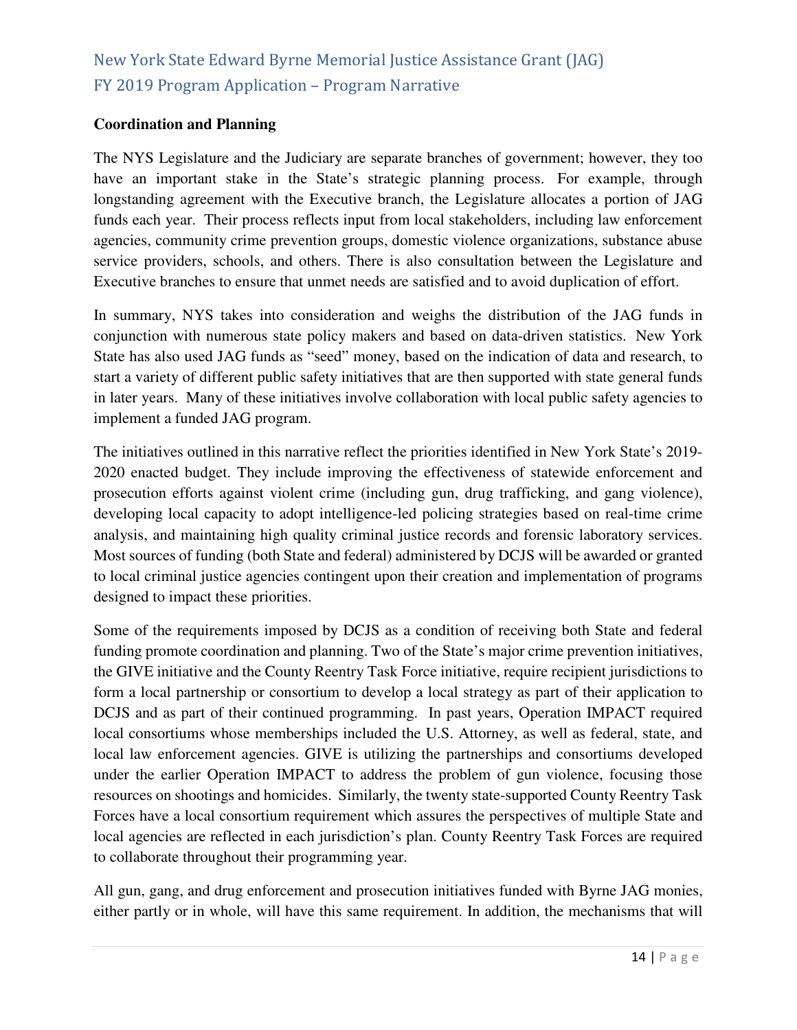**Coordination and Planning**

The NYS Legislature and the Judiciary are separate branches of government; however, they too have an important stake in the State's strategic planning process. For example, through longstanding agreement with the Executive branch, the Legislature allocates a portion of JAG funds each year. Their process reflects input from local stakeholders, including law enforcement agencies, community crime prevention groups, domestic violence organizations, substance abuse service providers, schools, and others. There is also consultation between the Legislature and Executive branches to ensure that unmet needs are satisfied and to avoid duplication of effort.

In summary, NYS takes into consideration and weighs the distribution of the JAG funds in conjunction with numerous state policy makers and based on data-driven statistics. New York State has also used JAG funds as "seed" money, based on the indication of data and research, to start a variety of different public safety initiatives that are then supported with state general funds in later years. Many of these initiatives involve collaboration with local public safety agencies to implement a funded JAG program.

The initiatives outlined in this narrative reflect the priorities identified in New York State's 2019-2020 enacted budget. They include improving the effectiveness of statewide enforcement and prosecution efforts against violent crime (including gun, drug trafficking, and gang violence), developing local capacity to adopt intelligence-led policing strategies based on real-time crime analysis, and maintaining high quality criminal justice records and forensic laboratory services. Most sources of funding (both State and federal) administered by DCJS will be awarded or granted to local criminal justice agencies contingent upon their creation and implementation of programs designed to impact these priorities.

Some of the requirements imposed by DCJS as a condition of receiving both State and federal funding promote coordination and planning. Two of the State's major crime prevention initiatives, the GIVE initiative and the County Reentry Task Force initiative, require recipient jurisdictions to form a local partnership or consortium to develop a local strategy as part of their application to DCJS and as part of their continued programming. In past years, Operation IMPACT required local consortiums whose memberships included the U.S. Attorney, as well as federal, state, and local law enforcement agencies. GIVE is utilizing the partnerships and consortiums developed under the earlier Operation IMPACT to address the problem of gun violence, focusing those resources on shootings and homicides. Similarly, the twenty state-supported County Reentry Task Forces have a local consortium requirement which assures the perspectives of multiple State and local agencies are reflected in each jurisdiction's plan. County Reentry Task Forces are required to collaborate throughout their programming year.

All gun, gang, and drug enforcement and prosecution initiatives funded with Byrne JAG monies, either partly or in whole, will have this same requirement. In addition, the mechanisms that will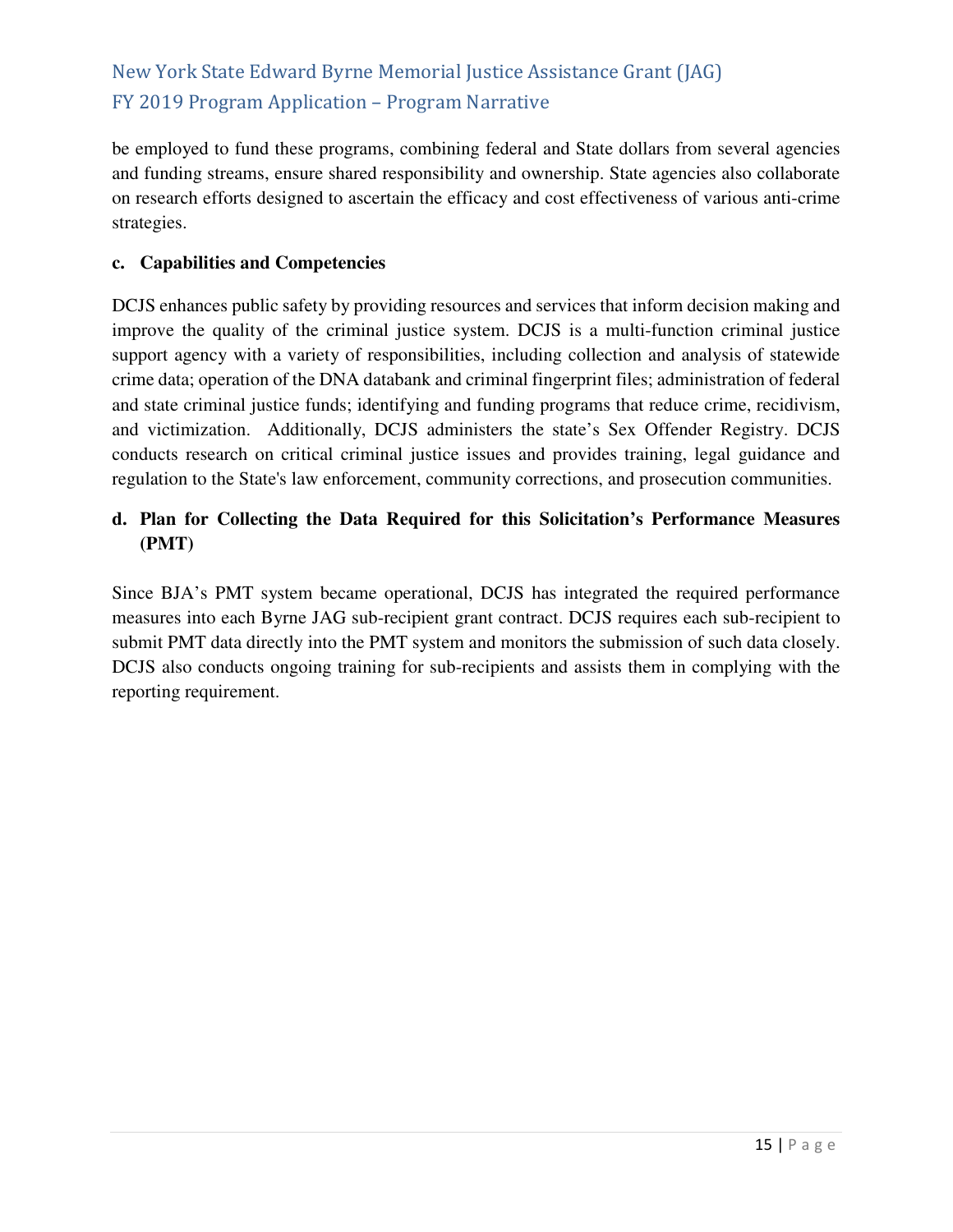be employed to fund these programs, combining federal and State dollars from several agencies and funding streams, ensure shared responsibility and ownership. State agencies also collaborate on research efforts designed to ascertain the efficacy and cost effectiveness of various anti-crime strategies.

**c. Capabilities and Competencies**

DCJS enhances public safety by providing resources and services that inform decision making and improve the quality of the criminal justice system. DCJS is a multi-function criminal justice support agency with a variety of responsibilities, including collection and analysis of statewide crime data; operation of the DNA databank and criminal fingerprint files; administration of federal and state criminal justice funds; identifying and funding programs that reduce crime, recidivism, and victimization. Additionally, DCJS administers the state's Sex Offender Registry. DCJS conducts research on critical criminal justice issues and provides training, legal guidance and regulation to the State's law enforcement, community corrections, and prosecution communities.

**d. Plan for Collecting the Data Required for this Solicitation's Performance Measures (PMT)**

Since BJA's PMT system became operational, DCJS has integrated the required performance measures into each Byrne JAG sub-recipient grant contract. DCJS requires each sub-recipient to submit PMT data directly into the PMT system and monitors the submission of such data closely. DCJS also conducts ongoing training for sub-recipients and assists them in complying with the reporting requirement.